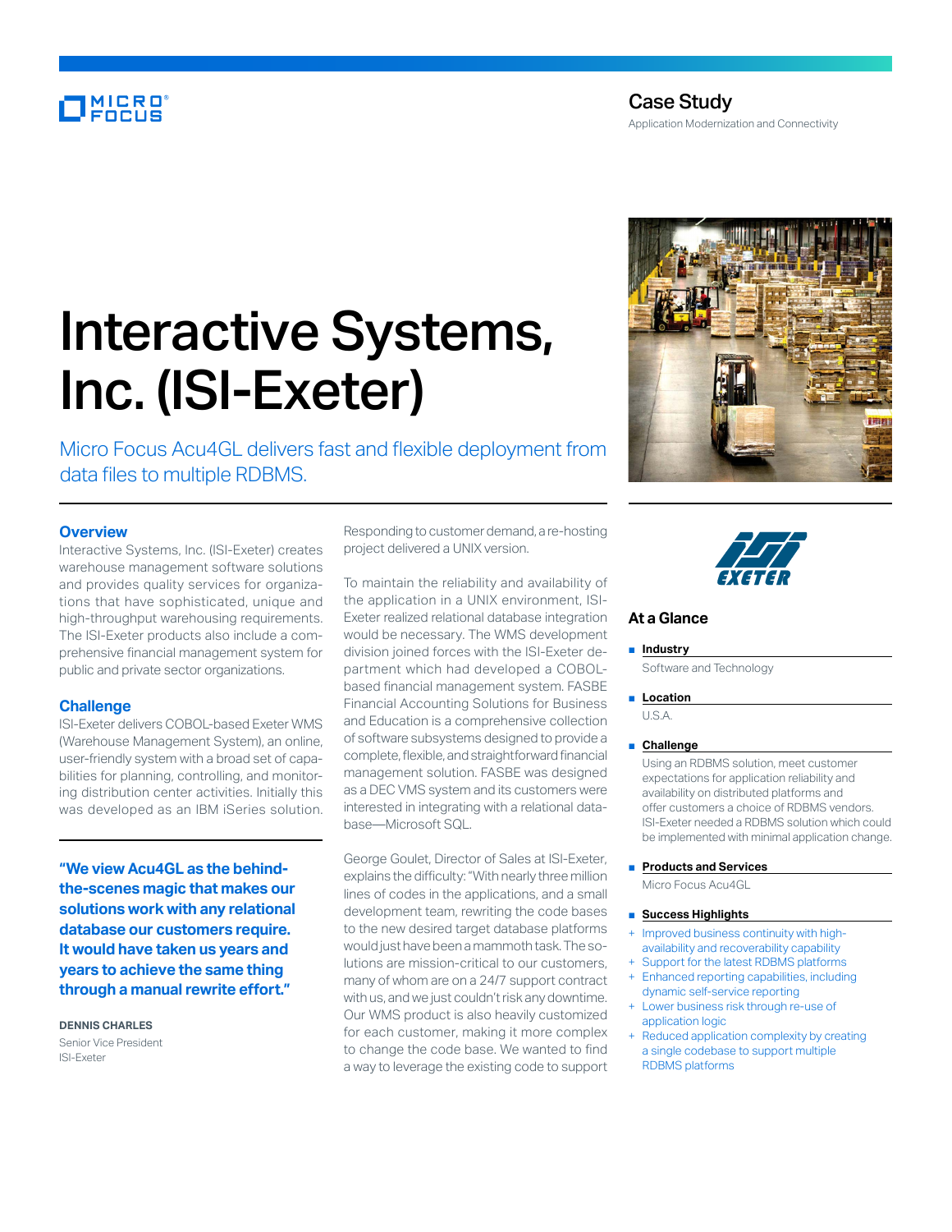Case Study

Application Modernization and Connectivity

# Interactive Systems, Inc. (ISI-Exeter)

Micro Focus Acu4GL delivers fast and flexible deployment from data files to multiple RDBMS.

## Overview

Interactive Systems, Inc. (ISI-Exeter) creates warehouse management software solutions and provides quality services for organizations that have sophisticated, unique and high-throughput warehousing requirements. The ISI-Exeter products also include a comprehensive financial management system for public and private sector organizations.

## Challenge

ISI-Exeter delivers COBOL-based Exeter WMS (Warehouse Management System), an online, user-friendly system with a broad set of capabilities for planning, controlling, and monitoring distribution center activities. Initially this was developed as an IBM iSeries solution.

**"We view Acu4GL as the behind-the-scenes magic that makes our solutions work with any relational database our customers require. It would have taken us years and years to achieve the same thing through a manual rewrite effort."**

**DENNIS CHARLES**
Senior Vice President
ISI-Exeter

Responding to customer demand, a re-hosting project delivered a UNIX version.

To maintain the reliability and availability of the application in a UNIX environment, ISI-Exeter realized relational database integration would be necessary. The WMS development division joined forces with the ISI-Exeter department which had developed a COBOL-based financial management system. FASBE Financial Accounting Solutions for Business and Education is a comprehensive collection of software subsystems designed to provide a complete, flexible, and straightforward financial management solution. FASBE was designed as a DEC VMS system and its customers were interested in integrating with a relational database—Microsoft SQL.

George Goulet, Director of Sales at ISI-Exeter, explains the difficulty: "With nearly three million lines of codes in the applications, and a small development team, rewriting the code bases to the new desired target database platforms would just have been a mammoth task. The solutions are mission-critical to our customers, many of whom are on a 24/7 support contract with us, and we just couldn't risk any downtime. Our WMS product is also heavily customized for each customer, making it more complex to change the code base. We wanted to find a way to leverage the existing code to support

## At a Glance

■ **Industry**

Software and Technology

■ **Location**

U.S.A.

■ **Challenge**

Using an RDBMS solution, meet customer expectations for application reliability and availability on distributed platforms and offer customers a choice of RDBMS vendors. ISI-Exeter needed a RDBMS solution which could be implemented with minimal application change.

■ **Products and Services**

Micro Focus Acu4GL

■ **Success Highlights**

+ Improved business continuity with high-availability and recoverability capability
+ Support for the latest RDBMS platforms
+ Enhanced reporting capabilities, including dynamic self-service reporting
+ Lower business risk through re-use of application logic
+ Reduced application complexity by creating a single codebase to support multiple RDBMS platforms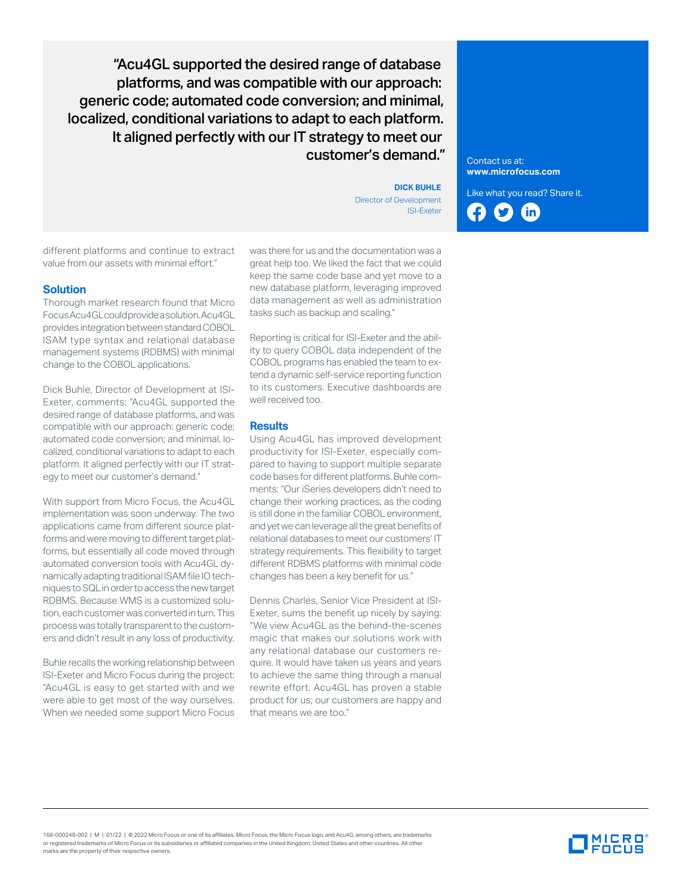> "Acu4GL supported the desired range of database platforms, and was compatible with our approach: generic code; automated code conversion; and minimal, localized, conditional variations to adapt to each platform. It aligned perfectly with our IT strategy to meet our customer's demand."
>
> **DICK BUHLE**
> Director of Development
> ISI-Exeter

Contact us at:
**www.microfocus.com**

Like what you read? Share it.

different platforms and continue to extract value from our assets with minimal effort."

## Solution

Thorough market research found that Micro Focus Acu4GL could provide a solution. Acu4GL provides integration between standard COBOL ISAM type syntax and relational database management systems (RDBMS) with minimal change to the COBOL applications.

Dick Buhle, Director of Development at ISI-Exeter, comments: "Acu4GL supported the desired range of database platforms, and was compatible with our approach: generic code; automated code conversion; and minimal, localized, conditional variations to adapt to each platform. It aligned perfectly with our IT strategy to meet our customer's demand."

With support from Micro Focus, the Acu4GL implementation was soon underway. The two applications came from different source platforms and were moving to different target platforms, but essentially all code moved through automated conversion tools with Acu4GL dynamically adapting traditional ISAM file IO techniques to SQL in order to access the new target RDBMS. Because WMS is a customized solution, each customer was converted in turn. This process was totally transparent to the customers and didn't result in any loss of productivity.

Buhle recalls the working relationship between ISI-Exeter and Micro Focus during the project: "Acu4GL is easy to get started with and we were able to get most of the way ourselves. When we needed some support Micro Focus was there for us and the documentation was a great help too. We liked the fact that we could keep the same code base and yet move to a new database platform, leveraging improved data management as well as administration tasks such as backup and scaling."

Reporting is critical for ISI-Exeter and the ability to query COBOL data independent of the COBOL programs has enabled the team to extend a dynamic self-service reporting function to its customers. Executive dashboards are well received too.

## Results

Using Acu4GL has improved development productivity for ISI-Exeter, especially compared to having to support multiple separate code bases for different platforms. Buhle comments: "Our iSeries developers didn't need to change their working practices, as the coding is still done in the familiar COBOL environment, and yet we can leverage all the great benefits of relational databases to meet our customers' IT strategy requirements. This flexibility to target different RDBMS platforms with minimal code changes has been a key benefit for us."

Dennis Charles, Senior Vice President at ISI-Exeter, sums the benefit up nicely by saying: "We view Acu4GL as the behind-the-scenes magic that makes our solutions work with any relational database our customers require. It would have taken us years and years to achieve the same thing through a manual rewrite effort. Acu4GL has proven a stable product for us; our customers are happy and that means we are too."

168-000248-002 | M | 01/22 | © 2022 Micro Focus or one of its affiliates. Micro Focus, the Micro Focus logo, and Acu4G, among others, are trademarks or registered trademarks of Micro Focus or its subsidiaries or affiliated companies in the United Kingdom, United States and other countries. All other marks are the property of their respective owners.